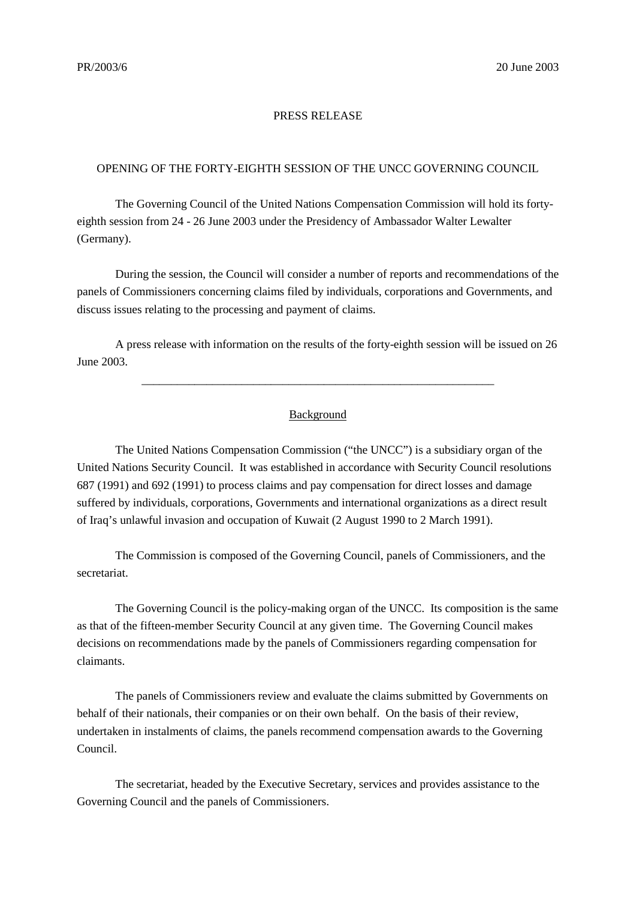PR/2003/6 20 June 2003

PRESS RELEASE

# OPENING OF THE FORTY-EIGHTH SESSION OF THE UNCC GOVERNING COUNCIL

The Governing Council of the United Nations Compensation Commission will hold its forty-eighth session from 24 - 26 June 2003 under the Presidency of Ambassador Walter Lewalter (Germany).

During the session, the Council will consider a number of reports and recommendations of the panels of Commissioners concerning claims filed by individuals, corporations and Governments, and discuss issues relating to the processing and payment of claims.

A press release with information on the results of the forty-eighth session will be issued on 26 June 2003.

---

## Background

The United Nations Compensation Commission ("the UNCC") is a subsidiary organ of the United Nations Security Council. It was established in accordance with Security Council resolutions 687 (1991) and 692 (1991) to process claims and pay compensation for direct losses and damage suffered by individuals, corporations, Governments and international organizations as a direct result of Iraq's unlawful invasion and occupation of Kuwait (2 August 1990 to 2 March 1991).

The Commission is composed of the Governing Council, panels of Commissioners, and the secretariat.

The Governing Council is the policy-making organ of the UNCC. Its composition is the same as that of the fifteen-member Security Council at any given time. The Governing Council makes decisions on recommendations made by the panels of Commissioners regarding compensation for claimants.

The panels of Commissioners review and evaluate the claims submitted by Governments on behalf of their nationals, their companies or on their own behalf. On the basis of their review, undertaken in instalments of claims, the panels recommend compensation awards to the Governing Council.

The secretariat, headed by the Executive Secretary, services and provides assistance to the Governing Council and the panels of Commissioners.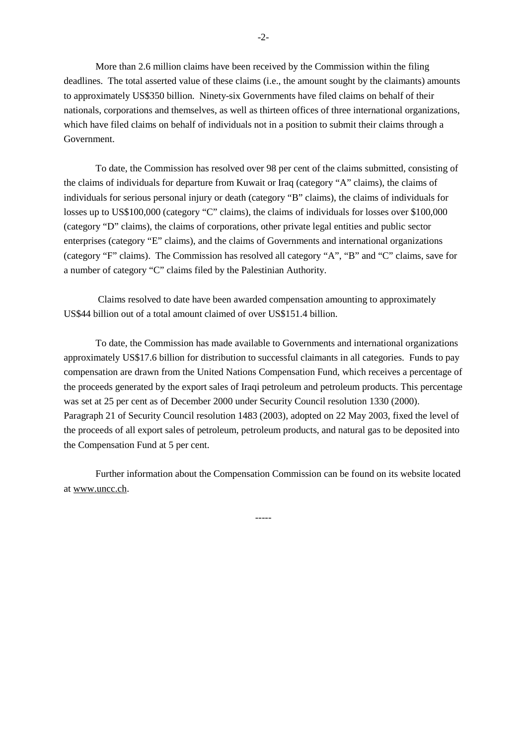More than 2.6 million claims have been received by the Commission within the filing deadlines. The total asserted value of these claims (i.e., the amount sought by the claimants) amounts to approximately US$350 billion. Ninety-six Governments have filed claims on behalf of their nationals, corporations and themselves, as well as thirteen offices of three international organizations, which have filed claims on behalf of individuals not in a position to submit their claims through a Government.

To date, the Commission has resolved over 98 per cent of the claims submitted, consisting of the claims of individuals for departure from Kuwait or Iraq (category "A" claims), the claims of individuals for serious personal injury or death (category "B" claims), the claims of individuals for losses up to US$100,000 (category "C" claims), the claims of individuals for losses over $100,000 (category "D" claims), the claims of corporations, other private legal entities and public sector enterprises (category "E" claims), and the claims of Governments and international organizations (category "F" claims). The Commission has resolved all category "A", "B" and "C" claims, save for a number of category "C" claims filed by the Palestinian Authority.

Claims resolved to date have been awarded compensation amounting to approximately US$44 billion out of a total amount claimed of over US$151.4 billion.

To date, the Commission has made available to Governments and international organizations approximately US$17.6 billion for distribution to successful claimants in all categories. Funds to pay compensation are drawn from the United Nations Compensation Fund, which receives a percentage of the proceeds generated by the export sales of Iraqi petroleum and petroleum products. This percentage was set at 25 per cent as of December 2000 under Security Council resolution 1330 (2000). Paragraph 21 of Security Council resolution 1483 (2003), adopted on 22 May 2003, fixed the level of the proceeds of all export sales of petroleum, petroleum products, and natural gas to be deposited into the Compensation Fund at 5 per cent.

Further information about the Compensation Commission can be found on its website located at www.uncc.ch.

-----